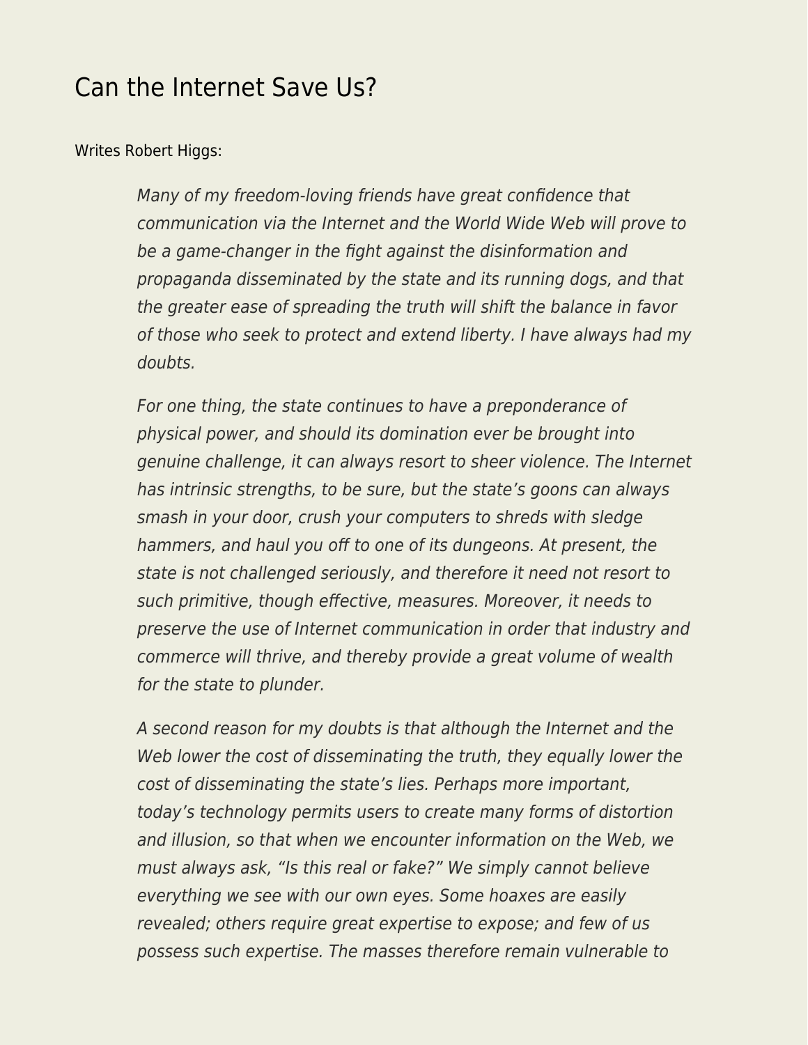# Can the Internet Save Us?

Writes Robert Higgs:

> *Many of my freedom-loving friends have great confidence that communication via the Internet and the World Wide Web will prove to be a game-changer in the fight against the disinformation and propaganda disseminated by the state and its running dogs, and that the greater ease of spreading the truth will shift the balance in favor of those who seek to protect and extend liberty. I have always had my doubts.*
>
> *For one thing, the state continues to have a preponderance of physical power, and should its domination ever be brought into genuine challenge, it can always resort to sheer violence. The Internet has intrinsic strengths, to be sure, but the state's goons can always smash in your door, crush your computers to shreds with sledge hammers, and haul you off to one of its dungeons. At present, the state is not challenged seriously, and therefore it need not resort to such primitive, though effective, measures. Moreover, it needs to preserve the use of Internet communication in order that industry and commerce will thrive, and thereby provide a great volume of wealth for the state to plunder.*
>
> *A second reason for my doubts is that although the Internet and the Web lower the cost of disseminating the truth, they equally lower the cost of disseminating the state's lies. Perhaps more important, today's technology permits users to create many forms of distortion and illusion, so that when we encounter information on the Web, we must always ask, "Is this real or fake?" We simply cannot believe everything we see with our own eyes. Some hoaxes are easily revealed; others require great expertise to expose; and few of us possess such expertise. The masses therefore remain vulnerable to*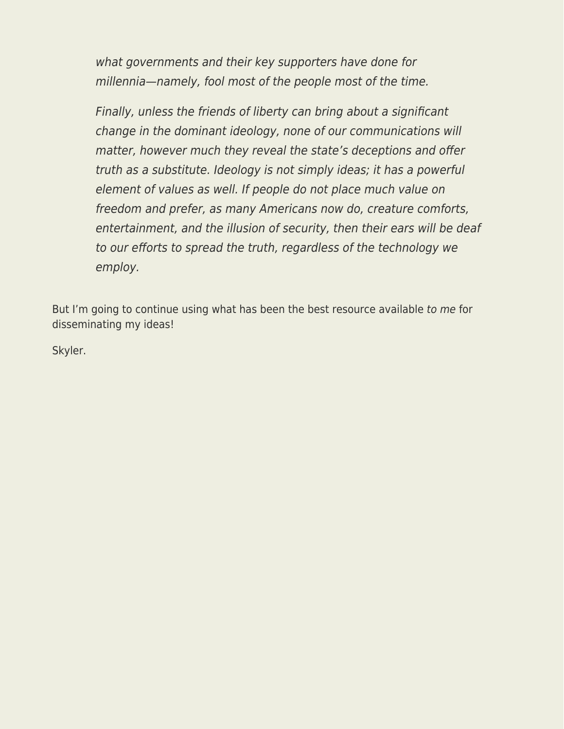> *what governments and their key supporters have done for millennia—namely, fool most of the people most of the time.*
>
> *Finally, unless the friends of liberty can bring about a significant change in the dominant ideology, none of our communications will matter, however much they reveal the state's deceptions and offer truth as a substitute. Ideology is not simply ideas; it has a powerful element of values as well. If people do not place much value on freedom and prefer, as many Americans now do, creature comforts, entertainment, and the illusion of security, then their ears will be deaf to our efforts to spread the truth, regardless of the technology we employ.*

But I'm going to continue using what has been the best resource available *to me* for disseminating my ideas!

Skyler.